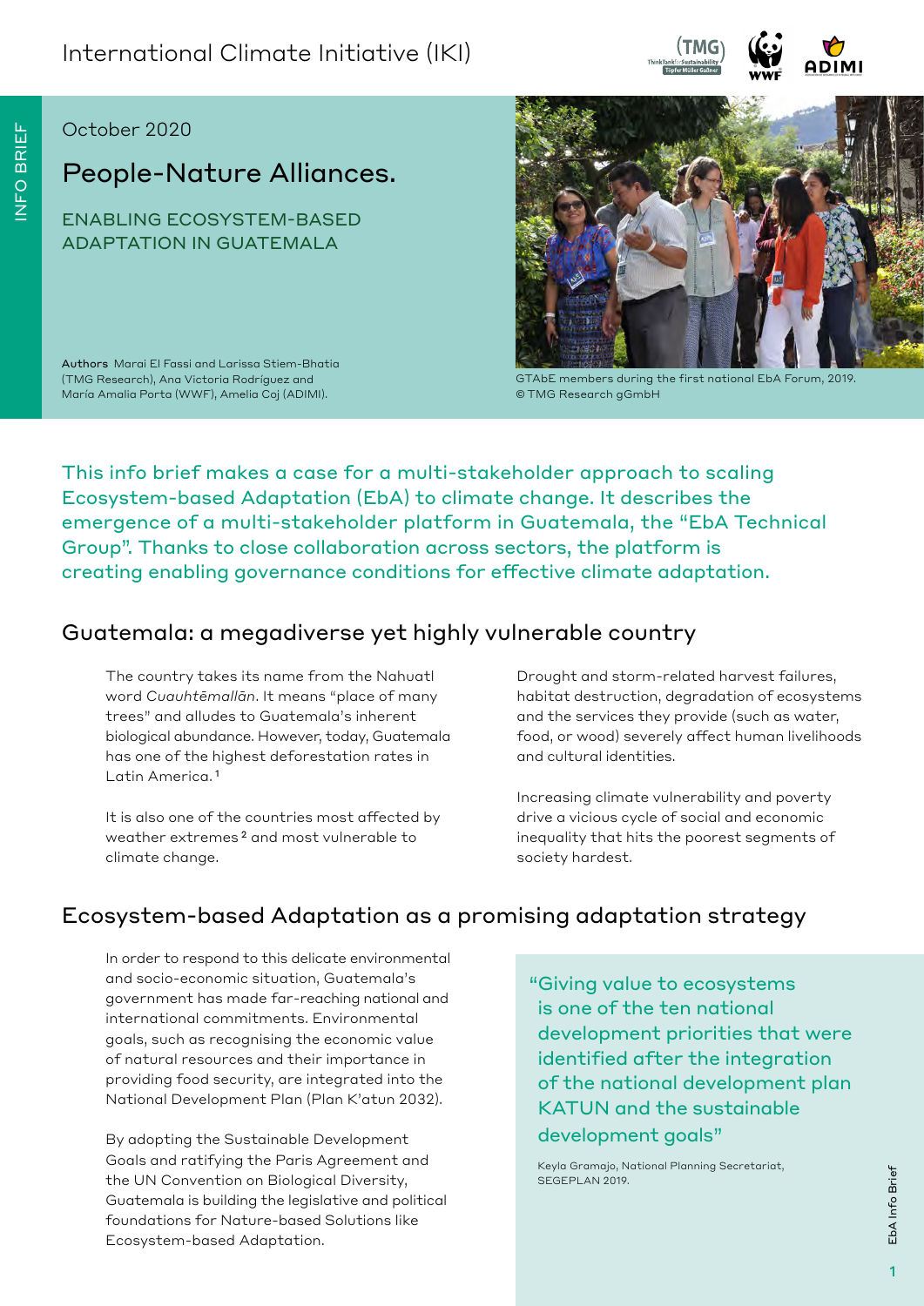International Climate Initiative (IKI)

INFO BRIEF

October 2020

# People-Nature Alliances.

## ENABLING ECOSYSTEM-BASED ADAPTATION IN GUATEMALA

**Authors** Marai El Fassi and Larissa Stiem-Bhatia (TMG Research), Ana Victoria Rodríguez and María Amalia Porta (WWF), Amelia Coj (ADIMI).

GTAbE members during the first national EbA Forum, 2019. © TMG Research gGmbH

This info brief makes a case for a multi-stakeholder approach to scaling Ecosystem-based Adaptation (EbA) to climate change. It describes the emergence of a multi-stakeholder platform in Guatemala, the "EbA Technical Group". Thanks to close collaboration across sectors, the platform is creating enabling governance conditions for effective climate adaptation.

## Guatemala: a megadiverse yet highly vulnerable country

The country takes its name from the Nahuatl word *Cuauhtēmallān*. It means "place of many trees" and alludes to Guatemala's inherent biological abundance. However, today, Guatemala has one of the highest deforestation rates in Latin America.[1]

It is also one of the countries most affected by weather extremes[2] and most vulnerable to climate change.

Drought and storm-related harvest failures, habitat destruction, degradation of ecosystems and the services they provide (such as water, food, or wood) severely affect human livelihoods and cultural identities.

Increasing climate vulnerability and poverty drive a vicious cycle of social and economic inequality that hits the poorest segments of society hardest.

## Ecosystem-based Adaptation as a promising adaptation strategy

In order to respond to this delicate environmental and socio-economic situation, Guatemala's government has made far-reaching national and international commitments. Environmental goals, such as recognising the economic value of natural resources and their importance in providing food security, are integrated into the National Development Plan (Plan K'atun 2032).

By adopting the Sustainable Development Goals and ratifying the Paris Agreement and the UN Convention on Biological Diversity, Guatemala is building the legislative and political foundations for Nature-based Solutions like Ecosystem-based Adaptation.

> "Giving value to ecosystems is one of the ten national development priorities that were identified after the integration of the national development plan KATUN and the sustainable development goals"
>
> Keyla Gramajo, National Planning Secretariat, SEGEPLAN 2019.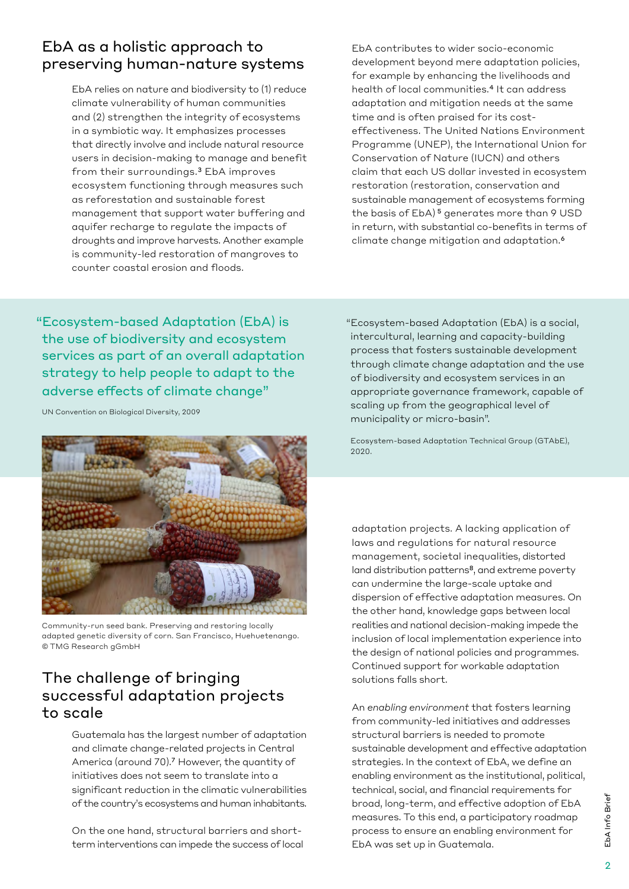## EbA as a holistic approach to preserving human-nature systems

EbA relies on nature and biodiversity to (1) reduce climate vulnerability of human communities and (2) strengthen the integrity of ecosystems in a symbiotic way. It emphasizes processes that directly involve and include natural resource users in decision-making to manage and benefit from their surroundings.[3] EbA improves ecosystem functioning through measures such as reforestation and sustainable forest management that support water buffering and aquifer recharge to regulate the impacts of droughts and improve harvests. Another example is community-led restoration of mangroves to counter coastal erosion and floods.

EbA contributes to wider socio-economic development beyond mere adaptation policies, for example by enhancing the livelihoods and health of local communities.[4] It can address adaptation and mitigation needs at the same time and is often praised for its cost-effectiveness. The United Nations Environment Programme (UNEP), the International Union for Conservation of Nature (IUCN) and others claim that each US dollar invested in ecosystem restoration (restoration, conservation and sustainable management of ecosystems forming the basis of EbA)[5] generates more than 9 USD in return, with substantial co-benefits in terms of climate change mitigation and adaptation.[6]

"Ecosystem-based Adaptation (EbA) is the use of biodiversity and ecosystem services as part of an overall adaptation strategy to help people to adapt to the adverse effects of climate change"

UN Convention on Biological Diversity, 2009

"Ecosystem-based Adaptation (EbA) is a social, intercultural, learning and capacity-building process that fosters sustainable development through climate change adaptation and the use of biodiversity and ecosystem services in an appropriate governance framework, capable of scaling up from the geographical level of municipality or micro-basin".

Ecosystem-based Adaptation Technical Group (GTAbE), 2020.

Community-run seed bank. Preserving and restoring locally adapted genetic diversity of corn. San Francisco, Huehuetenango. © TMG Research gGmbH

## The challenge of bringing successful adaptation projects to scale

Guatemala has the largest number of adaptation and climate change-related projects in Central America (around 70).[7] However, the quantity of initiatives does not seem to translate into a significant reduction in the climatic vulnerabilities of the country's ecosystems and human inhabitants.

On the one hand, structural barriers and short-term interventions can impede the success of local adaptation projects. A lacking application of laws and regulations for natural resource management, societal inequalities, distorted land distribution patterns[8], and extreme poverty can undermine the large-scale uptake and dispersion of effective adaptation measures. On the other hand, knowledge gaps between local realities and national decision-making impede the inclusion of local implementation experience into the design of national policies and programmes. Continued support for workable adaptation solutions falls short.

An *enabling environment* that fosters learning from community-led initiatives and addresses structural barriers is needed to promote sustainable development and effective adaptation strategies. In the context of EbA, we define an enabling environment as the institutional, political, technical, social, and financial requirements for broad, long-term, and effective adoption of EbA measures. To this end, a participatory roadmap process to ensure an enabling environment for EbA was set up in Guatemala.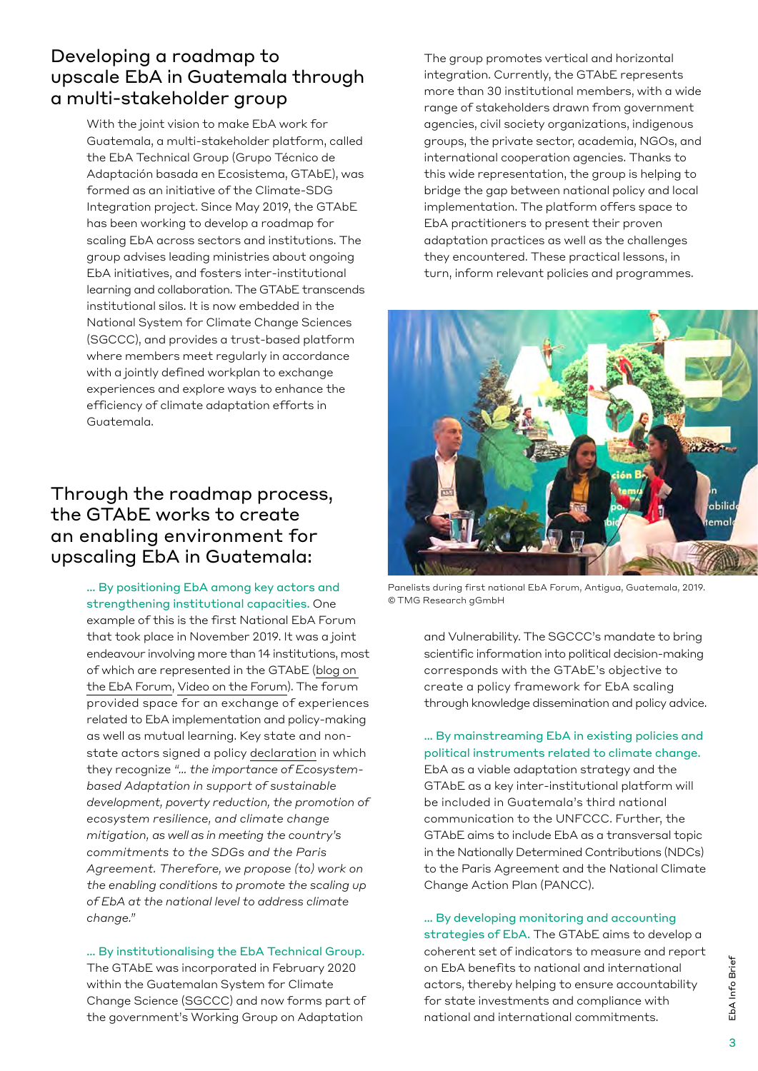## Developing a roadmap to upscale EbA in Guatemala through a multi-stakeholder group

With the joint vision to make EbA work for Guatemala, a multi-stakeholder platform, called the EbA Technical Group (Grupo Técnico de Adaptación basada en Ecosistema, GTAbE), was formed as an initiative of the Climate-SDG Integration project. Since May 2019, the GTAbE has been working to develop a roadmap for scaling EbA across sectors and institutions. The group advises leading ministries about ongoing EbA initiatives, and fosters inter-institutional learning and collaboration. The GTAbE transcends institutional silos. It is now embedded in the National System for Climate Change Sciences (SGCCC), and provides a trust-based platform where members meet regularly in accordance with a jointly defined workplan to exchange experiences and explore ways to enhance the efficiency of climate adaptation efforts in Guatemala.

The group promotes vertical and horizontal integration. Currently, the GTAbE represents more than 30 institutional members, with a wide range of stakeholders drawn from government agencies, civil society organizations, indigenous groups, the private sector, academia, NGOs, and international cooperation agencies. Thanks to this wide representation, the group is helping to bridge the gap between national policy and local implementation. The platform offers space to EbA practitioners to present their proven adaptation practices as well as the challenges they encountered. These practical lessons, in turn, inform relevant policies and programmes.

Panelists during first national EbA Forum, Antigua, Guatemala, 2019. © TMG Research gGmbH

## Through the roadmap process, the GTAbE works to create an enabling environment for upscaling EbA in Guatemala:

**… By positioning EbA among key actors and strengthening institutional capacities.** One example of this is the first National EbA Forum that took place in November 2019. It was a joint endeavour involving more than 14 institutions, most of which are represented in the GTAbE (blog on the EbA Forum, Video on the Forum). The forum provided space for an exchange of experiences related to EbA implementation and policy-making as well as mutual learning. Key state and non-state actors signed a policy declaration in which they recognize *"… the importance of Ecosystem-based Adaptation in support of sustainable development, poverty reduction, the promotion of ecosystem resilience, and climate change mitigation, as well as in meeting the country's commitments to the SDGs and the Paris Agreement. Therefore, we propose (to) work on the enabling conditions to promote the scaling up of EbA at the national level to address climate change."*

**… By institutionalising the EbA Technical Group.** The GTAbE was incorporated in February 2020 within the Guatemalan System for Climate Change Science (SGCCC) and now forms part of the government's Working Group on Adaptation and Vulnerability. The SGCCC's mandate to bring scientific information into political decision-making corresponds with the GTAbE's objective to create a policy framework for EbA scaling through knowledge dissemination and policy advice.

**… By mainstreaming EbA in existing policies and political instruments related to climate change.** EbA as a viable adaptation strategy and the GTAbE as a key inter-institutional platform will be included in Guatemala's third national communication to the UNFCCC. Further, the GTAbE aims to include EbA as a transversal topic in the Nationally Determined Contributions (NDCs) to the Paris Agreement and the National Climate Change Action Plan (PANCC).

**… By developing monitoring and accounting strategies of EbA.** The GTAbE aims to develop a coherent set of indicators to measure and report on EbA benefits to national and international actors, thereby helping to ensure accountability for state investments and compliance with national and international commitments.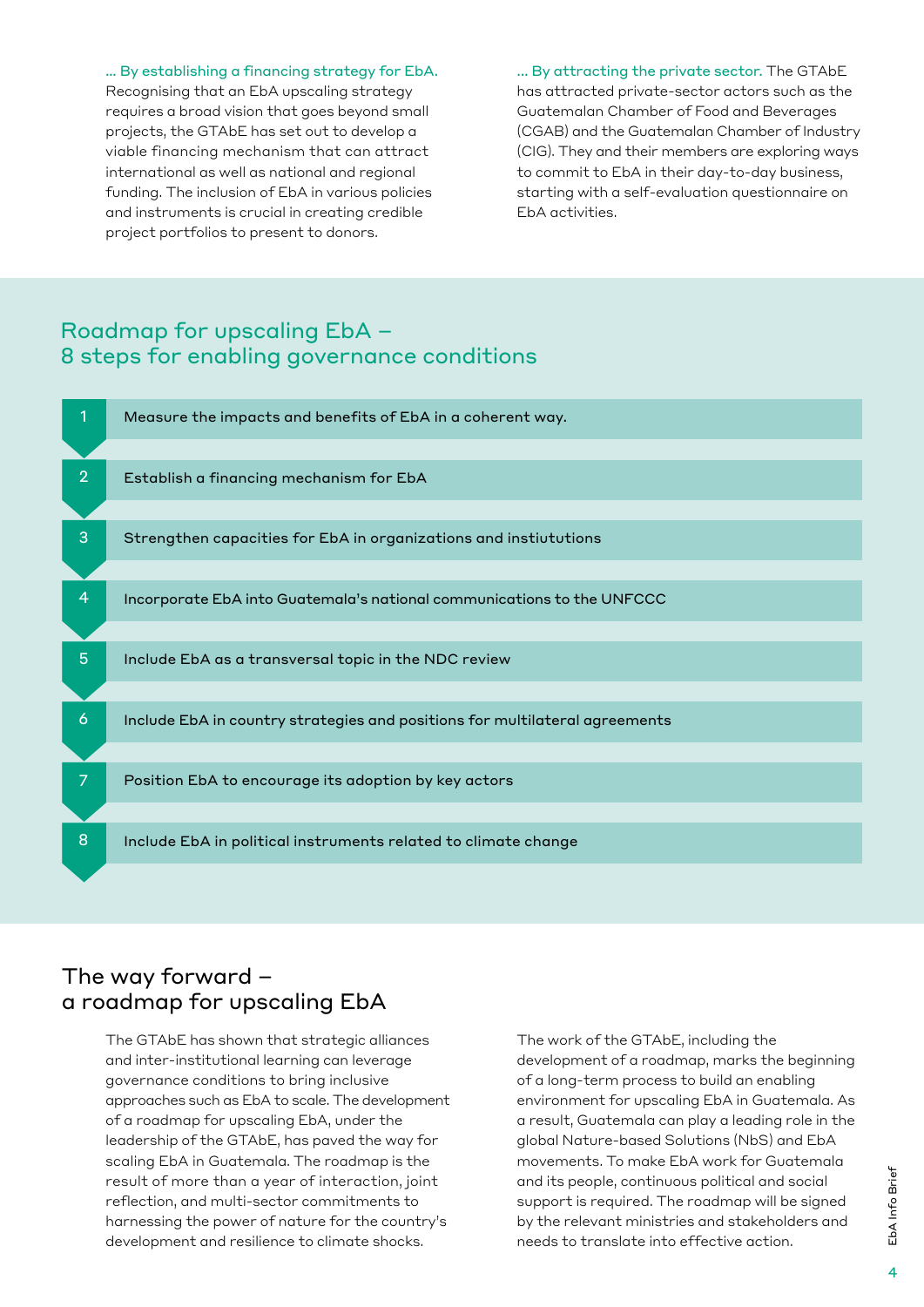**… By establishing a financing strategy for EbA.** Recognising that an EbA upscaling strategy requires a broad vision that goes beyond small projects, the GTAbE has set out to develop a viable financing mechanism that can attract international as well as national and regional funding. The inclusion of EbA in various policies and instruments is crucial in creating credible project portfolios to present to donors.

**… By attracting the private sector.** The GTAbE has attracted private-sector actors such as the Guatemalan Chamber of Food and Beverages (CGAB) and the Guatemalan Chamber of Industry (CIG). They and their members are exploring ways to commit to EbA in their day-to-day business, starting with a self-evaluation questionnaire on EbA activities.

## Roadmap for upscaling EbA – 8 steps for enabling governance conditions

1. Measure the impacts and benefits of EbA in a coherent way.
2. Establish a financing mechanism for EbA
3. Strengthen capacities for EbA in organizations and instiutions
4. Incorporate EbA into Guatemala's national communications to the UNFCCC
5. Include EbA as a transversal topic in the NDC review
6. Include EbA in country strategies and positions for multilateral agreements
7. Position EbA to encourage its adoption by key actors
8. Include EbA in political instruments related to climate change

## The way forward – a roadmap for upscaling EbA

The GTAbE has shown that strategic alliances and inter-institutional learning can leverage governance conditions to bring inclusive approaches such as EbA to scale. The development of a roadmap for upscaling EbA, under the leadership of the GTAbE, has paved the way for scaling EbA in Guatemala. The roadmap is the result of more than a year of interaction, joint reflection, and multi-sector commitments to harnessing the power of nature for the country's development and resilience to climate shocks.

The work of the GTAbE, including the development of a roadmap, marks the beginning of a long-term process to build an enabling environment for upscaling EbA in Guatemala. As a result, Guatemala can play a leading role in the global Nature-based Solutions (NbS) and EbA movements. To make EbA work for Guatemala and its people, continuous political and social support is required. The roadmap will be signed by the relevant ministries and stakeholders and needs to translate into effective action.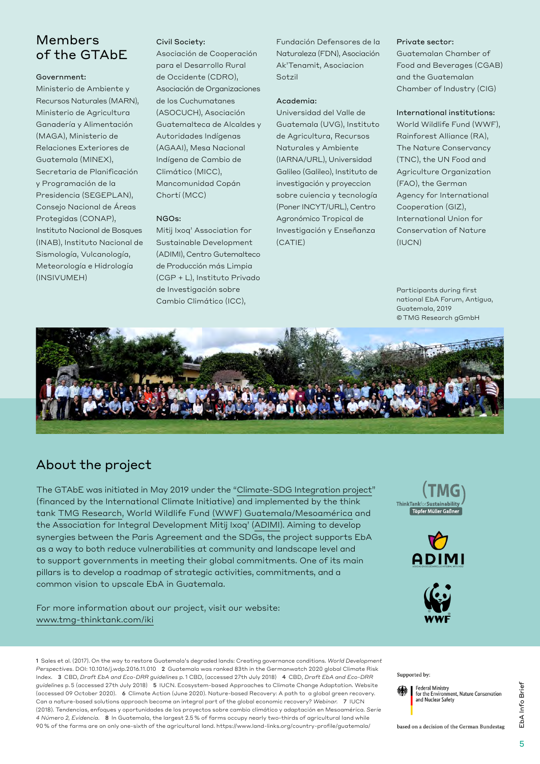## Members of the GTAbE

**Government:**
Ministerio de Ambiente y Recursos Naturales (MARN), Ministerio de Agricultura Ganadería y Alimentación (MAGA), Ministerio de Relaciones Exteriores de Guatemala (MINEX), Secretaria de Planificación y Programación de la Presidencia (SEGEPLAN), Consejo Nacional de Áreas Protegidas (CONAP), Instituto Nacional de Bosques (INAB), Instituto Nacional de Sismología, Vulcanología, Meteorología e Hidrología (INSIVUMEH)

**Civil Society:**
Asociación de Cooperación para el Desarrollo Rural de Occidente (CDRO), Asociación de Organizaciones de los Cuchumatanes (ASOCUCH), Asociación Guatemalteca de Alcaldes y Autoridades Indígenas (AGAAI), Mesa Nacional Indígena de Cambio de Climático (MICC), Mancomunidad Copán Chortí (MCC)

**NGOs:**
Mitij Ixoq' Association for Sustainable Development (ADIMI), Centro Gutemalteco de Producción más Limpia (CGP + L), Instituto Privado de Investigación sobre Cambio Climático (ICC), Fundación Defensores de la Naturaleza (FDN), Asociación Ak'Tenamit, Asociacion Sotzil

**Academia:**
Universidad del Valle de Guatemala (UVG), Instituto de Agricultura, Recursos Naturales y Ambiente (IARNA/URL), Universidad Galileo (Galileo), Instituto de investigación y proyeccion sobre cuiencia y tecnología (Poner INCYT/URL), Centro Agronómico Tropical de Investigación y Enseñanza (CATIE)

**Private sector:**
Guatemalan Chamber of Food and Beverages (CGAB) and the Guatemalan Chamber of Industry (CIG)

**International institutions:**
World Wildlife Fund (WWF), Rainforest Alliance (RA), The Nature Conservancy (TNC), the UN Food and Agriculture Organization (FAO), the German Agency for International Cooperation (GIZ), International Union for Conservation of Nature (IUCN)

Participants during first national EbA Forum, Antigua, Guatemala, 2019
© TMG Research gGmbH

## About the project

The GTAbE was initiated in May 2019 under the "Climate-SDG Integration project" (financed by the International Climate Initiative) and implemented by the think tank TMG Research, World Wildlife Fund (WWF) Guatemala/Mesoamérica and the Association for Integral Development Mitij Ixoq' (ADIMI). Aiming to develop synergies between the Paris Agreement and the SDGs, the project supports EbA as a way to both reduce vulnerabilities at community and landscape level and to support governments in meeting their global commitments. One of its main pillars is to develop a roadmap of strategic activities, commitments, and a common vision to upscale EbA in Guatemala.

For more information about our project, visit our website: www.tmg-thinktank.com/iki

1 Sales et al. (2017). On the way to restore Guatemala's degraded lands: Creating governance conditions. *World Development Perspectives*. DOI: 10.1016/j.wdp.2016.11.010 2 Guatemala was ranked 83th in the Germanwatch 2020 global Climate Risk Index. 3 CBD, *Draft EbA and Eco-DRR guidelines* p.1 CBD, (accessed 27th July 2018) 4 CBD, *Draft EbA and Eco-DRR guidelines* p.5 (accessed 27th July 2018) 5 IUCN. Ecosystem-based Approaches to Climate Change Adaptation. Website (accessed 09 October 2020). 6 Climate Action (June 2020). Nature-based Recovery: A path to a global green recovery. Can a nature-based solutions approach become an integral part of the global economic recovery? *Webinar.* 7 IUCN (2018). Tendencias, enfoques y oportunidades de los proyectos sobre cambio climático y adaptación en Mesoamérica. *Serie 4 Número 2, Evidencia.* 8 In Guatemala, the largest 2.5 % of farms occupy nearly two-thirds of agricultural land while 90 % of the farms are on only one-sixth of the agricultural land. https://www.land-links.org/country-profile/guatemala/

Supported by:
Federal Ministry for the Environment, Nature Conservation and Nuclear Safety
based on a decision of the German Bundestag